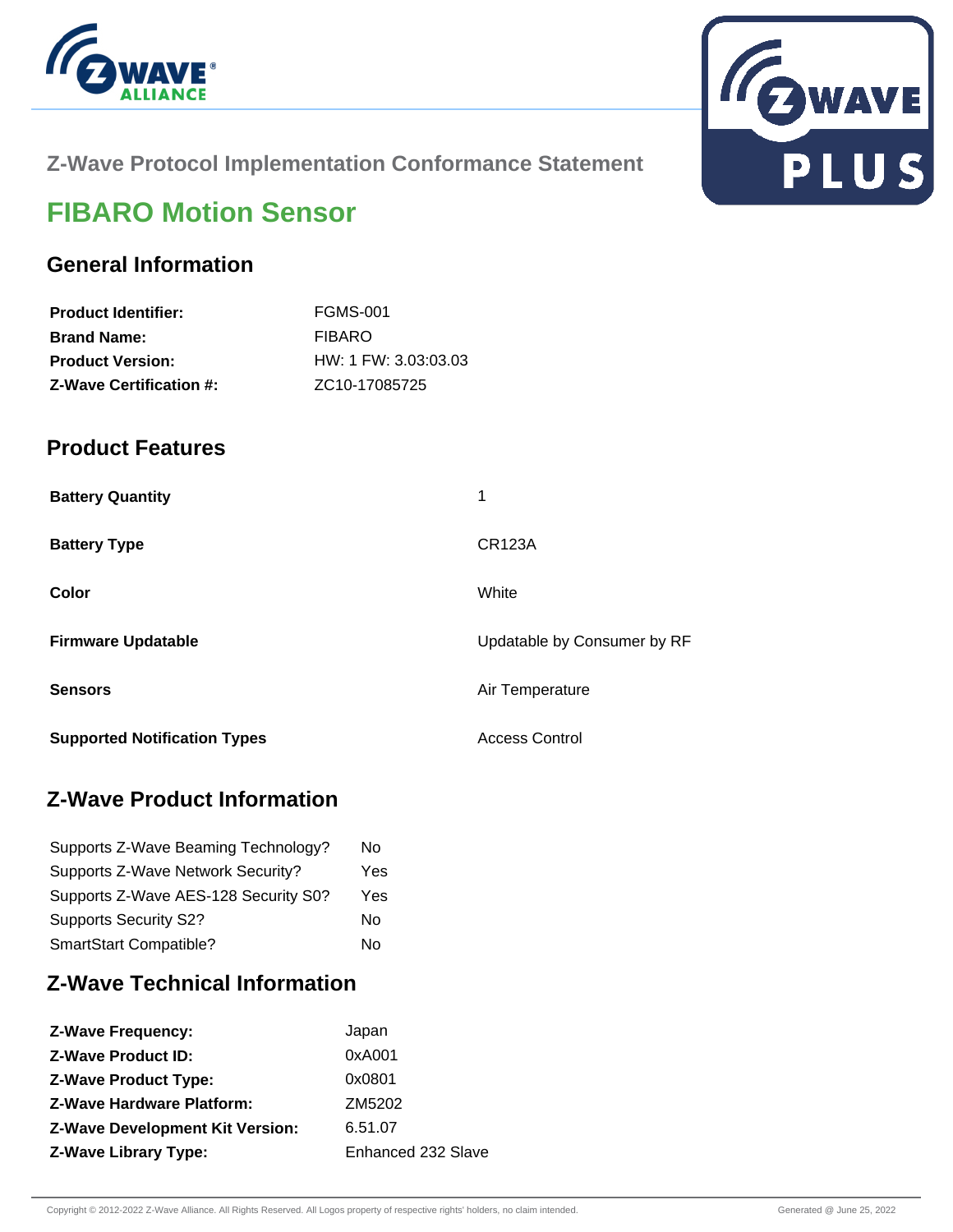## Z-Wave Protocol Implementation Conformance Statement

# FIBARO Motion Sensor

## General Information

| | |
|---|---|
| **Product Identifier:** | FGMS-001 |
| **Brand Name:** | FIBARO |
| **Product Version:** | HW: 1 FW: 3.03:03.03 |
| **Z-Wave Certification #:** | ZC10-17085725 |

## Product Features

| | |
|---|---|
| **Battery Quantity** | 1 |
| **Battery Type** | CR123A |
| **Color** | White |
| **Firmware Updatable** | Updatable by Consumer by RF |
| **Sensors** | Air Temperature |
| **Supported Notification Types** | Access Control |

## Z-Wave Product Information

| | |
|---|---|
| Supports Z-Wave Beaming Technology? | No |
| Supports Z-Wave Network Security? | Yes |
| Supports Z-Wave AES-128 Security S0? | Yes |
| Supports Security S2? | No |
| SmartStart Compatible? | No |

## Z-Wave Technical Information

| | |
|---|---|
| **Z-Wave Frequency:** | Japan |
| **Z-Wave Product ID:** | 0xA001 |
| **Z-Wave Product Type:** | 0x0801 |
| **Z-Wave Hardware Platform:** | ZM5202 |
| **Z-Wave Development Kit Version:** | 6.51.07 |
| **Z-Wave Library Type:** | Enhanced 232 Slave |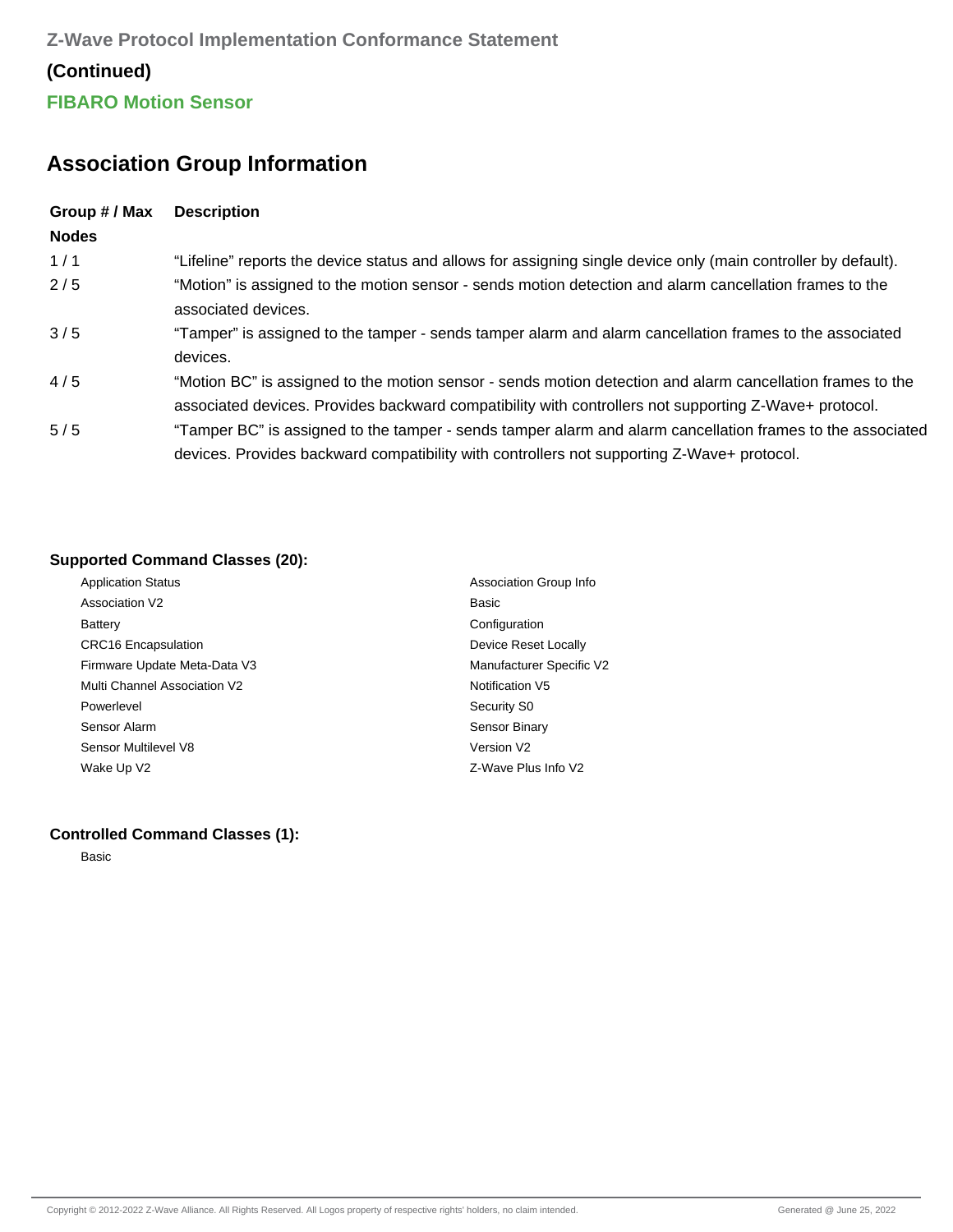## Z-Wave Protocol Implementation Conformance Statement

**(Continued)**

**FIBARO Motion Sensor**

# Association Group Information

| Group # / Max Nodes | Description |
|---|---|
| 1 / 1 | “Lifeline” reports the device status and allows for assigning single device only (main controller by default). |
| 2 / 5 | “Motion” is assigned to the motion sensor - sends motion detection and alarm cancellation frames to the associated devices. |
| 3 / 5 | “Tamper” is assigned to the tamper - sends tamper alarm and alarm cancellation frames to the associated devices. |
| 4 / 5 | “Motion BC” is assigned to the motion sensor - sends motion detection and alarm cancellation frames to the associated devices. Provides backward compatibility with controllers not supporting Z-Wave+ protocol. |
| 5 / 5 | “Tamper BC” is assigned to the tamper - sends tamper alarm and alarm cancellation frames to the associated devices. Provides backward compatibility with controllers not supporting Z-Wave+ protocol. |

**Supported Command Classes (20):**

- Application Status
- Association Group Info
- Association V2
- Basic
- Battery
- Configuration
- CRC16 Encapsulation
- Device Reset Locally
- Firmware Update Meta-Data V3
- Manufacturer Specific V2
- Multi Channel Association V2
- Notification V5
- Powerlevel
- Security S0
- Sensor Alarm
- Sensor Binary
- Sensor Multilevel V8
- Version V2
- Wake Up V2
- Z-Wave Plus Info V2

**Controlled Command Classes (1):**

- Basic